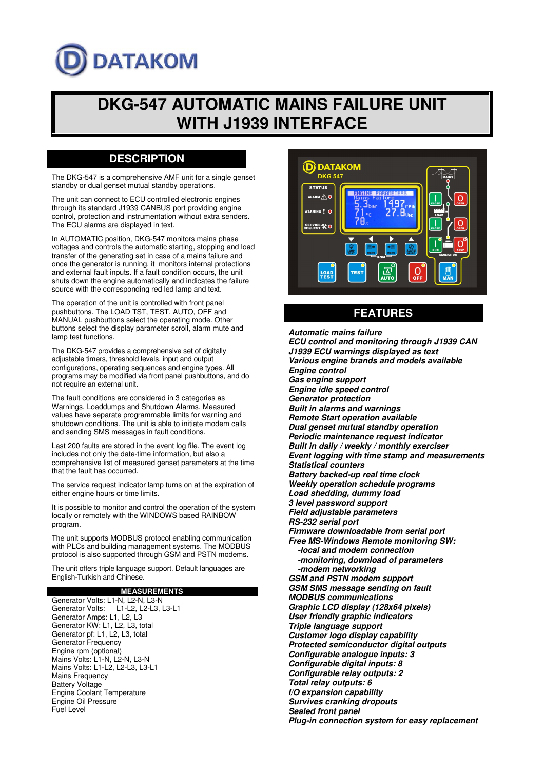DATAKOM

# DKG-547 AUTOMATIC MAINS FAILURE UNIT WITH J1939 INTERFACE

## DESCRIPTION

The DKG-547 is a comprehensive AMF unit for a single genset standby or dual genset mutual standby operations.

The unit can connect to ECU controlled electronic engines through its standard J1939 CANBUS port providing engine control, protection and instrumentation without extra senders. The ECU alarms are displayed in text.

In AUTOMATIC position, DKG-547 monitors mains phase voltages and controls the automatic starting, stopping and load transfer of the generating set in case of a mains failure and once the generator is running, it monitors internal protections and external fault inputs. If a fault condition occurs, the unit shuts down the engine automatically and indicates the failure source with the corresponding red led lamp and text.

The operation of the unit is controlled with front panel pushbuttons. The LOAD TST, TEST, AUTO, OFF and MANUAL pushbuttons select the operating mode. Other buttons select the display parameter scroll, alarm mute and lamp test functions.

The DKG-547 provides a comprehensive set of digitally adjustable timers, threshold levels, input and output configurations, operating sequences and engine types. All programs may be modified via front panel pushbuttons, and do not require an external unit.

The fault conditions are considered in 3 categories as Warnings, Loaddumps and Shutdown Alarms. Measured values have separate programmable limits for warning and shutdown conditions. The unit is able to initiate modem calls and sending SMS messages in fault conditions.

Last 200 faults are stored in the event log file. The event log includes not only the date-time information, but also a comprehensive list of measured genset parameters at the time that the fault has occurred.

The service request indicator lamp turns on at the expiration of either engine hours or time limits.

It is possible to monitor and control the operation of the system locally or remotely with the WINDOWS based RAINBOW program.

The unit supports MODBUS protocol enabling communication with PLCs and building management systems. The MODBUS protocol is also supported through GSM and PSTN modems.

The unit offers triple language support. Default languages are English-Turkish and Chinese.

### MEASUREMENTS

Generator Volts: L1-N, L2-N, L3-N
Generator Volts: L1-L2, L2-L3, L3-L1
Generator Amps: L1, L2, L3
Generator KW: L1, L2, L3, total
Generator pf: L1, L2, L3, total
Generator Frequency
Engine rpm (optional)
Mains Volts: L1-N, L2-N, L3-N
Mains Volts: L1-L2, L2-L3, L3-L1
Mains Frequency
Battery Voltage
Engine Coolant Temperature
Engine Oil Pressure
Fuel Level

## FEATURES

***Automatic mains failure***
***ECU control and monitoring through J1939 CAN***
***J1939 ECU warnings displayed as text***
***Various engine brands and models available***
***Engine control***
***Gas engine support***
***Engine idle speed control***
***Generator protection***
***Built in alarms and warnings***
***Remote Start operation available***
***Dual genset mutual standby operation***
***Periodic maintenance request indicator***
***Built in daily / weekly / monthly exerciser***
***Event logging with time stamp and measurements***
***Statistical counters***
***Battery backed-up real time clock***
***Weekly operation schedule programs***
***Load shedding, dummy load***
***3 level password support***
***Field adjustable parameters***
***RS-232 serial port***
***Firmware downloadable from serial port***
***Free MS-Windows Remote monitoring SW:***
- ***-local and modem connection***
- ***-monitoring, download of parameters***
- ***-modem networking***

***GSM and PSTN modem support***
***GSM SMS message sending on fault***
***MODBUS communications***
***Graphic LCD display (128x64 pixels)***
***User friendly graphic indicators***
***Triple language support***
***Customer logo display capability***
***Protected semiconductor digital outputs***
***Configurable analogue inputs: 3***
***Configurable digital inputs: 8***
***Configurable relay outputs: 2***
***Total relay outputs: 6***
***I/O expansion capability***
***Survives cranking dropouts***
***Sealed front panel***
***Plug-in connection system for easy replacement***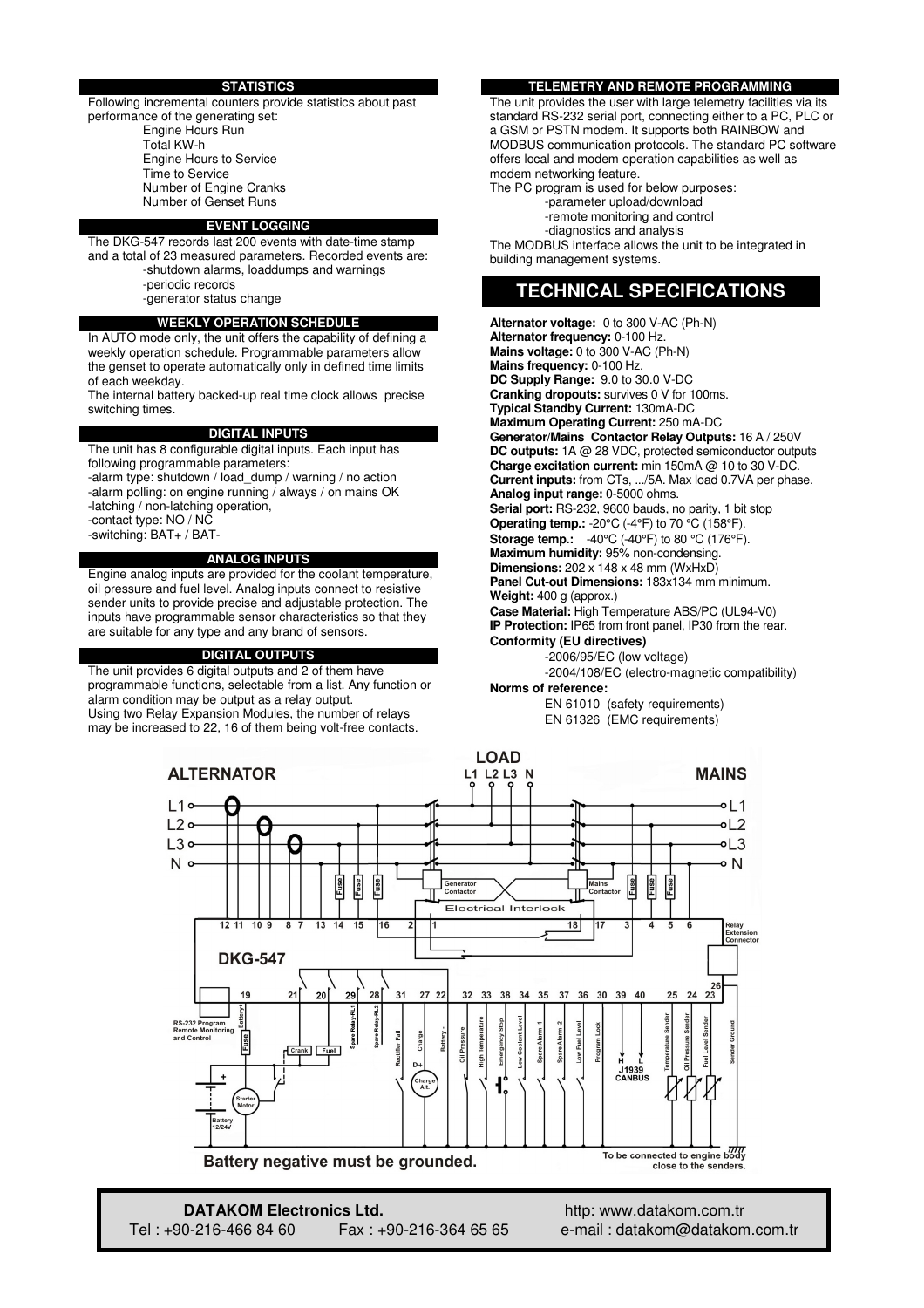## STATISTICS

Following incremental counters provide statistics about past performance of the generating set:

- Engine Hours Run
- Total KW-h
- Engine Hours to Service
- Time to Service
- Number of Engine Cranks
- Number of Genset Runs

## EVENT LOGGING

The DKG-547 records last 200 events with date-time stamp and a total of 23 measured parameters. Recorded events are:

- -shutdown alarms, loaddumps and warnings
- -periodic records
- -generator status change

## WEEKLY OPERATION SCHEDULE

In AUTO mode only, the unit offers the capability of defining a weekly operation schedule. Programmable parameters allow the genset to operate automatically only in defined time limits of each weekday.

The internal battery backed-up real time clock allows precise switching times.

## DIGITAL INPUTS

The unit has 8 configurable digital inputs. Each input has following programmable parameters:

-alarm type: shutdown / load_dump / warning / no action
-alarm polling: on engine running / always / on mains OK
-latching / non-latching operation,
-contact type: NO / NC
-switching: BAT+ / BAT-

## ANALOG INPUTS

Engine analog inputs are provided for the coolant temperature, oil pressure and fuel level. Analog inputs connect to resistive sender units to provide precise and adjustable protection. The inputs have programmable sensor characteristics so that they are suitable for any type and any brand of sensors.

## DIGITAL OUTPUTS

The unit provides 6 digital outputs and 2 of them have programmable functions, selectable from a list. Any function or alarm condition may be output as a relay output.

Using two Relay Expansion Modules, the number of relays may be increased to 22, 16 of them being volt-free contacts.

## TELEMETRY AND REMOTE PROGRAMMING

The unit provides the user with large telemetry facilities via its standard RS-232 serial port, connecting either to a PC, PLC or a GSM or PSTN modem. It supports both RAINBOW and MODBUS communication protocols. The standard PC software offers local and modem operation capabilities as well as modem networking feature.

The PC program is used for below purposes:

- -parameter upload/download
- -remote monitoring and control
- -diagnostics and analysis

The MODBUS interface allows the unit to be integrated in building management systems.

# TECHNICAL SPECIFICATIONS

**Alternator voltage:** 0 to 300 V-AC (Ph-N)
**Alternator frequency:** 0-100 Hz.
**Mains voltage:** 0 to 300 V-AC (Ph-N)
**Mains frequency:** 0-100 Hz.
**DC Supply Range:** 9.0 to 30.0 V-DC
**Cranking dropouts:** survives 0 V for 100ms.
**Typical Standby Current:** 130mA-DC
**Maximum Operating Current:** 250 mA-DC
**Generator/Mains Contactor Relay Outputs:** 16 A / 250V
**DC outputs:** 1A @ 28 VDC, protected semiconductor outputs
**Charge excitation current:** min 150mA @ 10 to 30 V-DC.
**Current inputs:** from CTs, .../5A. Max load 0.7VA per phase.
**Analog input range:** 0-5000 ohms.
**Serial port:** RS-232, 9600 bauds, no parity, 1 bit stop
**Operating temp.:** -20°C (-4°F) to 70 °C (158°F).
**Storage temp.:** -40°C (-40°F) to 80 °C (176°F).
**Maximum humidity:** 95% non-condensing.
**Dimensions:** 202 x 148 x 48 mm (WxHxD)
**Panel Cut-out Dimensions:** 183x134 mm minimum.
**Weight:** 400 g (approx.)
**Case Material:** High Temperature ABS/PC (UL94-V0)
**IP Protection:** IP65 from front panel, IP30 from the rear.
**Conformity (EU directives)**

- -2006/95/EC (low voltage)
- -2004/108/EC (electro-magnetic compatibility)

**Norms of reference:**

- EN 61010 (safety requirements)
- EN 61326 (EMC requirements)

Battery negative must be grounded.

To be connected to engine body close to the senders.

**DATAKOM Electronics Ltd.** http: www.datakom.com.tr
Tel : +90-216-466 84 60 Fax : +90-216-364 65 65 e-mail : datakom@datakom.com.tr